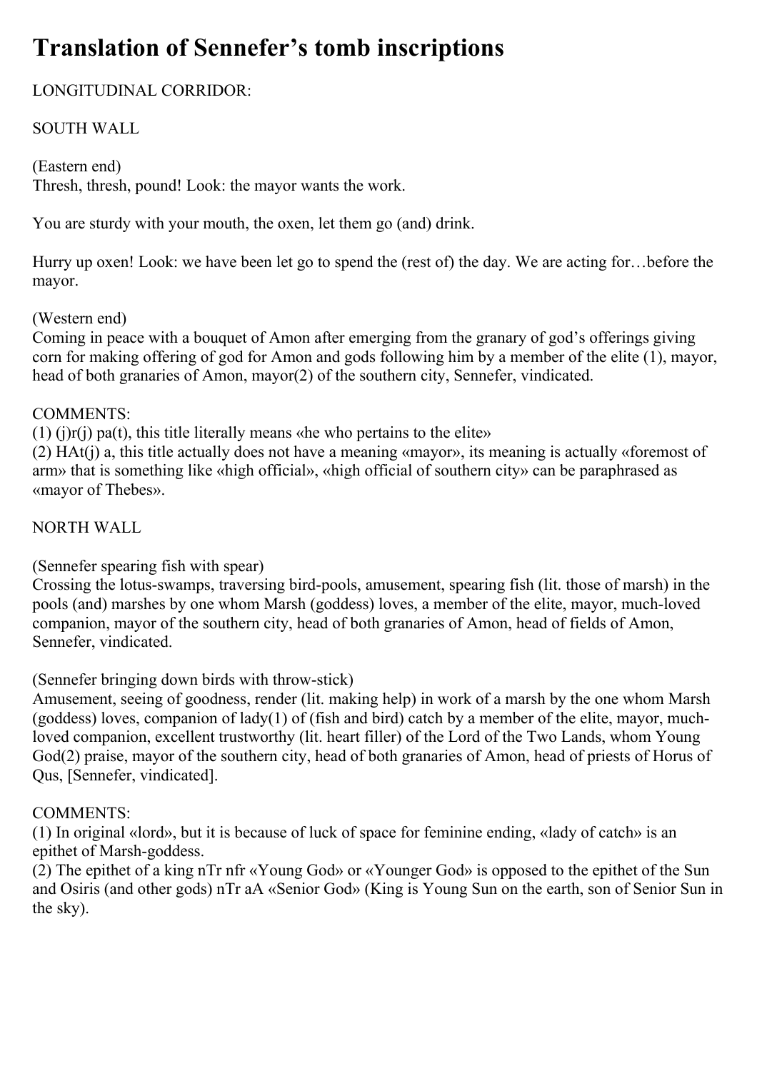# Translation of Sennefer's tomb inscriptions

LONGITUDINAL CORRIDOR:

SOUTH WALL

(Eastern end)
Thresh, thresh, pound! Look: the mayor wants the work.

You are sturdy with your mouth, the oxen, let them go (and) drink.

Hurry up oxen! Look: we have been let go to spend the (rest of) the day. We are acting for…before the mayor.

(Western end)
Coming in peace with a bouquet of Amon after emerging from the granary of god's offerings giving corn for making offering of god for Amon and gods following him by a member of the elite (1), mayor, head of both granaries of Amon, mayor(2) of the southern city, Sennefer, vindicated.

COMMENTS:
(1) (j)r(j) pa(t), this title literally means «he who pertains to the elite»
(2) HAt(j) a, this title actually does not have a meaning «mayor», its meaning is actually «foremost of arm» that is something like «high official», «high official of southern city» can be paraphrased as «mayor of Thebes».

NORTH WALL

(Sennefer spearing fish with spear)
Crossing the lotus-swamps, traversing bird-pools, amusement, spearing fish (lit. those of marsh) in the pools (and) marshes by one whom Marsh (goddess) loves, a member of the elite, mayor, much-loved companion, mayor of the southern city, head of both granaries of Amon, head of fields of Amon, Sennefer, vindicated.

(Sennefer bringing down birds with throw-stick)
Amusement, seeing of goodness, render (lit. making help) in work of a marsh by the one whom Marsh (goddess) loves, companion of lady(1) of (fish and bird) catch by a member of the elite, mayor, much-loved companion, excellent trustworthy (lit. heart filler) of the Lord of the Two Lands, whom Young God(2) praise, mayor of the southern city, head of both granaries of Amon, head of priests of Horus of Qus, [Sennefer, vindicated].

COMMENTS:
(1) In original «lord», but it is because of luck of space for feminine ending, «lady of catch» is an epithet of Marsh-goddess.
(2) The epithet of a king nTr nfr «Young God» or «Younger God» is opposed to the epithet of the Sun and Osiris (and other gods) nTr aA «Senior God» (King is Young Sun on the earth, son of Senior Sun in the sky).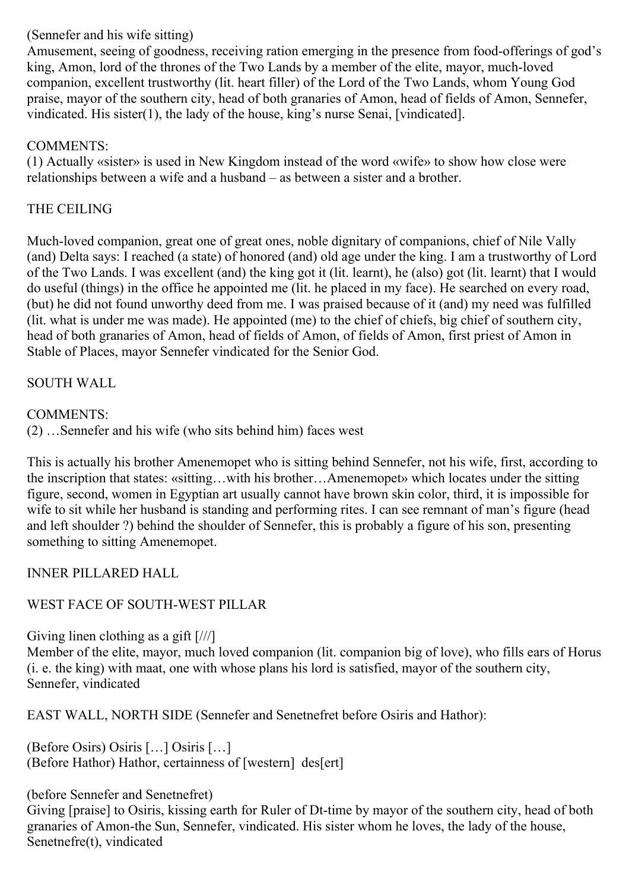(Sennefer and his wife sitting)
Amusement, seeing of goodness, receiving ration emerging in the presence from food-offerings of god's king, Amon, lord of the thrones of the Two Lands by a member of the elite, mayor, much-loved companion, excellent trustworthy (lit. heart filler) of the Lord of the Two Lands, whom Young God praise, mayor of the southern city, head of both granaries of Amon, head of fields of Amon, Sennefer, vindicated. His sister(1), the lady of the house, king's nurse Senai, [vindicated].

COMMENTS:
(1) Actually «sister» is used in New Kingdom instead of the word «wife» to show how close were relationships between a wife and a husband – as between a sister and a brother.

## THE CEILING

Much-loved companion, great one of great ones, noble dignitary of companions, chief of Nile Vally (and) Delta says: I reached (a state) of honored (and) old age under the king. I am a trustworthy of Lord of the Two Lands. I was excellent (and) the king got it (lit. learnt), he (also) got (lit. learnt) that I would do useful (things) in the office he appointed me (lit. he placed in my face). He searched on every road, (but) he did not found unworthy deed from me. I was praised because of it (and) my need was fulfilled (lit. what is under me was made). He appointed (me) to the chief of chiefs, big chief of southern city, head of both granaries of Amon, head of fields of Amon, of fields of Amon, first priest of Amon in Stable of Places, mayor Sennefer vindicated for the Senior God.

## SOUTH WALL

COMMENTS:
(2) …Sennefer and his wife (who sits behind him) faces west

This is actually his brother Amenemopet who is sitting behind Sennefer, not his wife, first, according to the inscription that states: «sitting…with his brother…Amenemopet» which locates under the sitting figure, second, women in Egyptian art usually cannot have brown skin color, third, it is impossible for wife to sit while her husband is standing and performing rites. I can see remnant of man's figure (head and left shoulder ?) behind the shoulder of Sennefer, this is probably a figure of his son, presenting something to sitting Amenemopet.

## INNER PILLARED HALL

### WEST FACE OF SOUTH-WEST PILLAR

Giving linen clothing as a gift [///]
Member of the elite, mayor, much loved companion (lit. companion big of love), who fills ears of Horus (i. e. the king) with maat, one with whose plans his lord is satisfied, mayor of the southern city, Sennefer, vindicated

### EAST WALL, NORTH SIDE (Sennefer and Senetnefret before Osiris and Hathor):

(Before Osirs) Osiris […] Osiris […]
(Before Hathor) Hathor, certainness of [western] des[ert]

(before Sennefer and Senetnefret)
Giving [praise] to Osiris, kissing earth for Ruler of Dt-time by mayor of the southern city, head of both granaries of Amon-the Sun, Sennefer, vindicated. His sister whom he loves, the lady of the house, Senetnefre(t), vindicated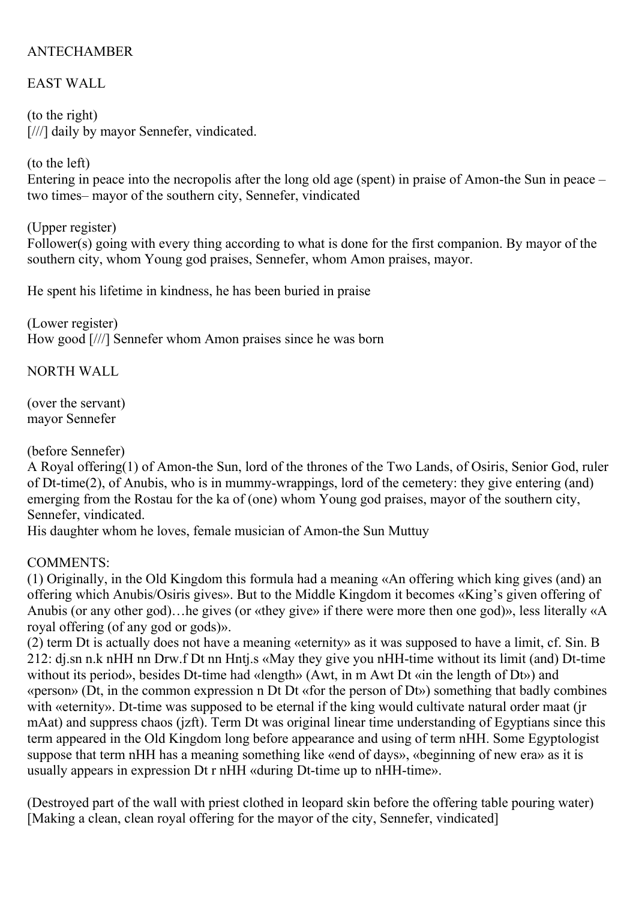ANTECHAMBER

EAST WALL

(to the right)
[///] daily by mayor Sennefer, vindicated.

(to the left)
Entering in peace into the necropolis after the long old age (spent) in praise of Amon-the Sun in peace – two times– mayor of the southern city, Sennefer, vindicated

(Upper register)
Follower(s) going with every thing according to what is done for the first companion. By mayor of the southern city, whom Young god praises, Sennefer, whom Amon praises, mayor.

He spent his lifetime in kindness, he has been buried in praise

(Lower register)
How good [///] Sennefer whom Amon praises since he was born

NORTH WALL

(over the servant)
mayor Sennefer

(before Sennefer)
A Royal offering(1) of Amon-the Sun, lord of the thrones of the Two Lands, of Osiris, Senior God, ruler of Dt-time(2), of Anubis, who is in mummy-wrappings, lord of the cemetery: they give entering (and) emerging from the Rostau for the ka of (one) whom Young god praises, mayor of the southern city, Sennefer, vindicated.
His daughter whom he loves, female musician of Amon-the Sun Muttuy

COMMENTS:
(1) Originally, in the Old Kingdom this formula had a meaning «An offering which king gives (and) an offering which Anubis/Osiris gives». But to the Middle Kingdom it becomes «King's given offering of Anubis (or any other god)…he gives (or «they give» if there were more then one god)», less literally «A royal offering (of any god or gods)».
(2) term Dt is actually does not have a meaning «eternity» as it was supposed to have a limit, cf. Sin. B 212: dj.sn n.k nHH nn Drw.f Dt nn Hntj.s «May they give you nHH-time without its limit (and) Dt-time without its period», besides Dt-time had «length» (Awt, in m Awt Dt «in the length of Dt») and «person» (Dt, in the common expression n Dt Dt «for the person of Dt») something that badly combines with «eternity». Dt-time was supposed to be eternal if the king would cultivate natural order maat (jr mAat) and suppress chaos (jzft). Term Dt was original linear time understanding of Egyptians since this term appeared in the Old Kingdom long before appearance and using of term nHH. Some Egyptologist suppose that term nHH has a meaning something like «end of days», «beginning of new era» as it is usually appears in expression Dt r nHH «during Dt-time up to nHH-time».

(Destroyed part of the wall with priest clothed in leopard skin before the offering table pouring water)
[Making a clean, clean royal offering for the mayor of the city, Sennefer, vindicated]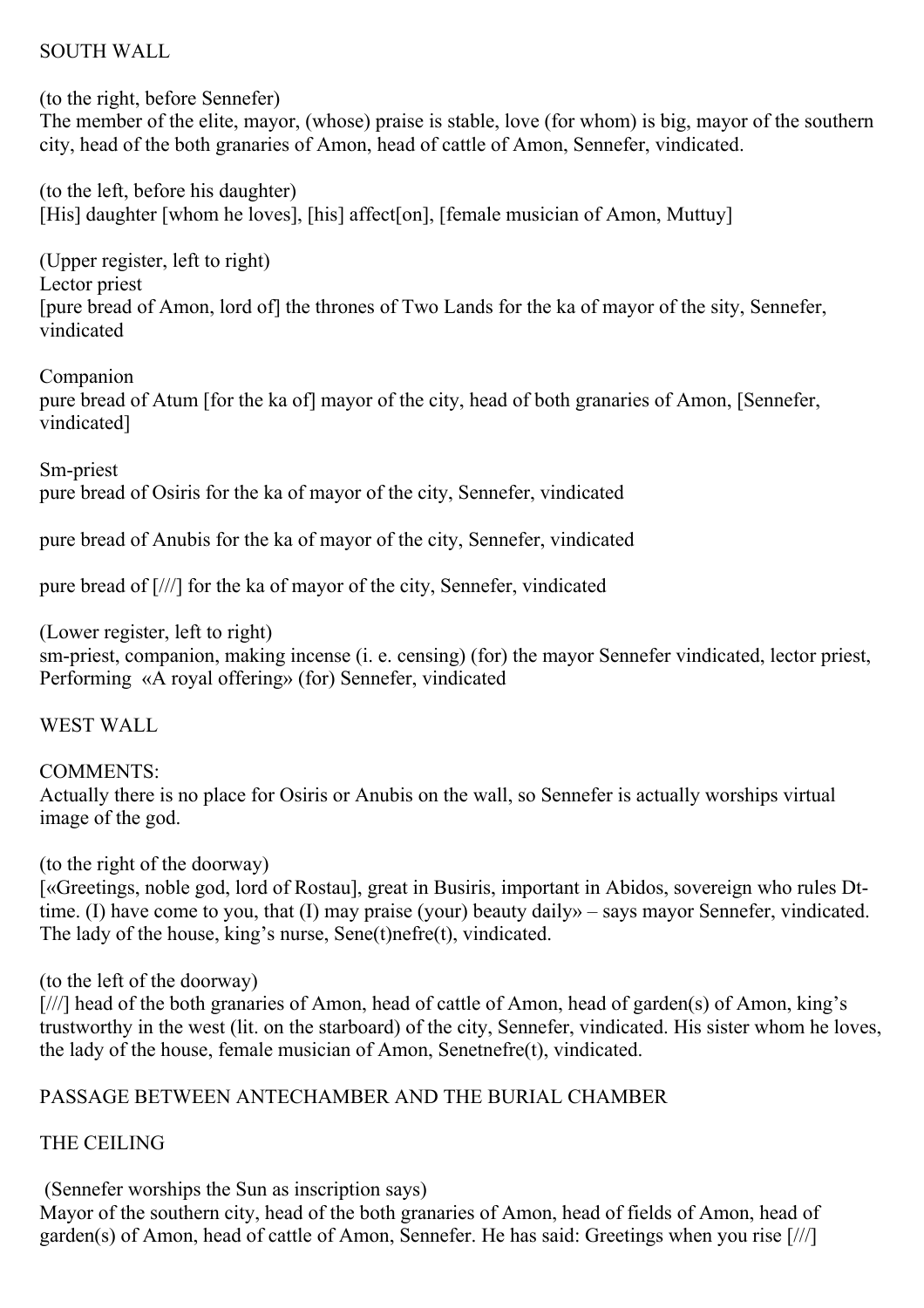## SOUTH WALL

(to the right, before Sennefer)
The member of the elite, mayor, (whose) praise is stable, love (for whom) is big, mayor of the southern city, head of the both granaries of Amon, head of cattle of Amon, Sennefer, vindicated.

(to the left, before his daughter)
[His] daughter [whom he loves], [his] affect[on], [female musician of Amon, Muttuy]

(Upper register, left to right)
Lector priest
[pure bread of Amon, lord of] the thrones of Two Lands for the ka of mayor of the sity, Sennefer, vindicated

Companion
pure bread of Atum [for the ka of] mayor of the city, head of both granaries of Amon, [Sennefer, vindicated]

Sm-priest
pure bread of Osiris for the ka of mayor of the city, Sennefer, vindicated

pure bread of Anubis for the ka of mayor of the city, Sennefer, vindicated

pure bread of [///] for the ka of mayor of the city, Sennefer, vindicated

(Lower register, left to right)
sm-priest, companion, making incense (i. e. censing) (for) the mayor Sennefer vindicated, lector priest, Performing «A royal offering» (for) Sennefer, vindicated

## WEST WALL

COMMENTS:
Actually there is no place for Osiris or Anubis on the wall, so Sennefer is actually worships virtual image of the god.

(to the right of the doorway)
[«Greetings, noble god, lord of Rostau], great in Busiris, important in Abidos, sovereign who rules Dt-time. (I) have come to you, that (I) may praise (your) beauty daily» – says mayor Sennefer, vindicated. The lady of the house, king's nurse, Sene(t)nefre(t), vindicated.

(to the left of the doorway)
[///] head of the both granaries of Amon, head of cattle of Amon, head of garden(s) of Amon, king's trustworthy in the west (lit. on the starboard) of the city, Sennefer, vindicated. His sister whom he loves, the lady of the house, female musician of Amon, Senetnefre(t), vindicated.

## PASSAGE BETWEEN ANTECHAMBER AND THE BURIAL CHAMBER

### THE CEILING

(Sennefer worships the Sun as inscription says)
Mayor of the southern city, head of the both granaries of Amon, head of fields of Amon, head of garden(s) of Amon, head of cattle of Amon, Sennefer. He has said: Greetings when you rise [///]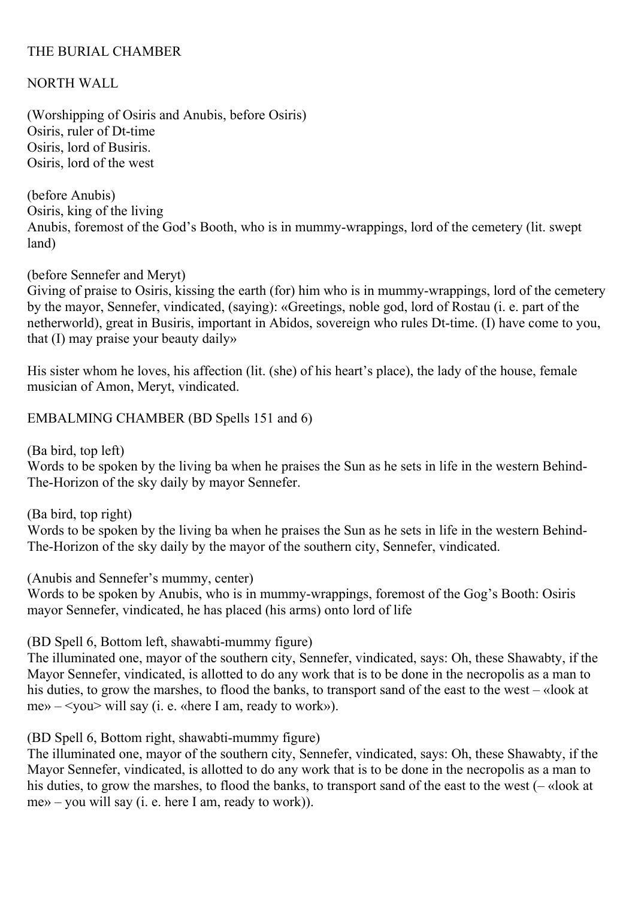THE BURIAL CHAMBER

NORTH WALL

(Worshipping of Osiris and Anubis, before Osiris)
Osiris, ruler of Dt-time
Osiris, lord of Busiris.
Osiris, lord of the west

(before Anubis)
Osiris, king of the living
Anubis, foremost of the God's Booth, who is in mummy-wrappings, lord of the cemetery (lit. swept land)

(before Sennefer and Meryt)
Giving of praise to Osiris, kissing the earth (for) him who is in mummy-wrappings, lord of the cemetery by the mayor, Sennefer, vindicated, (saying): «Greetings, noble god, lord of Rostau (i. e. part of the netherworld), great in Busiris, important in Abidos, sovereign who rules Dt-time. (I) have come to you, that (I) may praise your beauty daily»

His sister whom he loves, his affection (lit. (she) of his heart's place), the lady of the house, female musician of Amon, Meryt, vindicated.

EMBALMING CHAMBER (BD Spells 151 and 6)

(Ba bird, top left)
Words to be spoken by the living ba when he praises the Sun as he sets in life in the western Behind-The-Horizon of the sky daily by mayor Sennefer.

(Ba bird, top right)
Words to be spoken by the living ba when he praises the Sun as he sets in life in the western Behind-The-Horizon of the sky daily by the mayor of the southern city, Sennefer, vindicated.

(Anubis and Sennefer's mummy, center)
Words to be spoken by Anubis, who is in mummy-wrappings, foremost of the Gog's Booth: Osiris mayor Sennefer, vindicated, he has placed (his arms) onto lord of life

(BD Spell 6, Bottom left, shawabti-mummy figure)
The illuminated one, mayor of the southern city, Sennefer, vindicated, says: Oh, these Shawabty, if the Mayor Sennefer, vindicated, is allotted to do any work that is to be done in the necropolis as a man to his duties, to grow the marshes, to flood the banks, to transport sand of the east to the west – «look at me» – <you> will say (i. e. «here I am, ready to work»).

(BD Spell 6, Bottom right, shawabti-mummy figure)
The illuminated one, mayor of the southern city, Sennefer, vindicated, says: Oh, these Shawabty, if the Mayor Sennefer, vindicated, is allotted to do any work that is to be done in the necropolis as a man to his duties, to grow the marshes, to flood the banks, to transport sand of the east to the west (– «look at me» – you will say (i. e. here I am, ready to work)).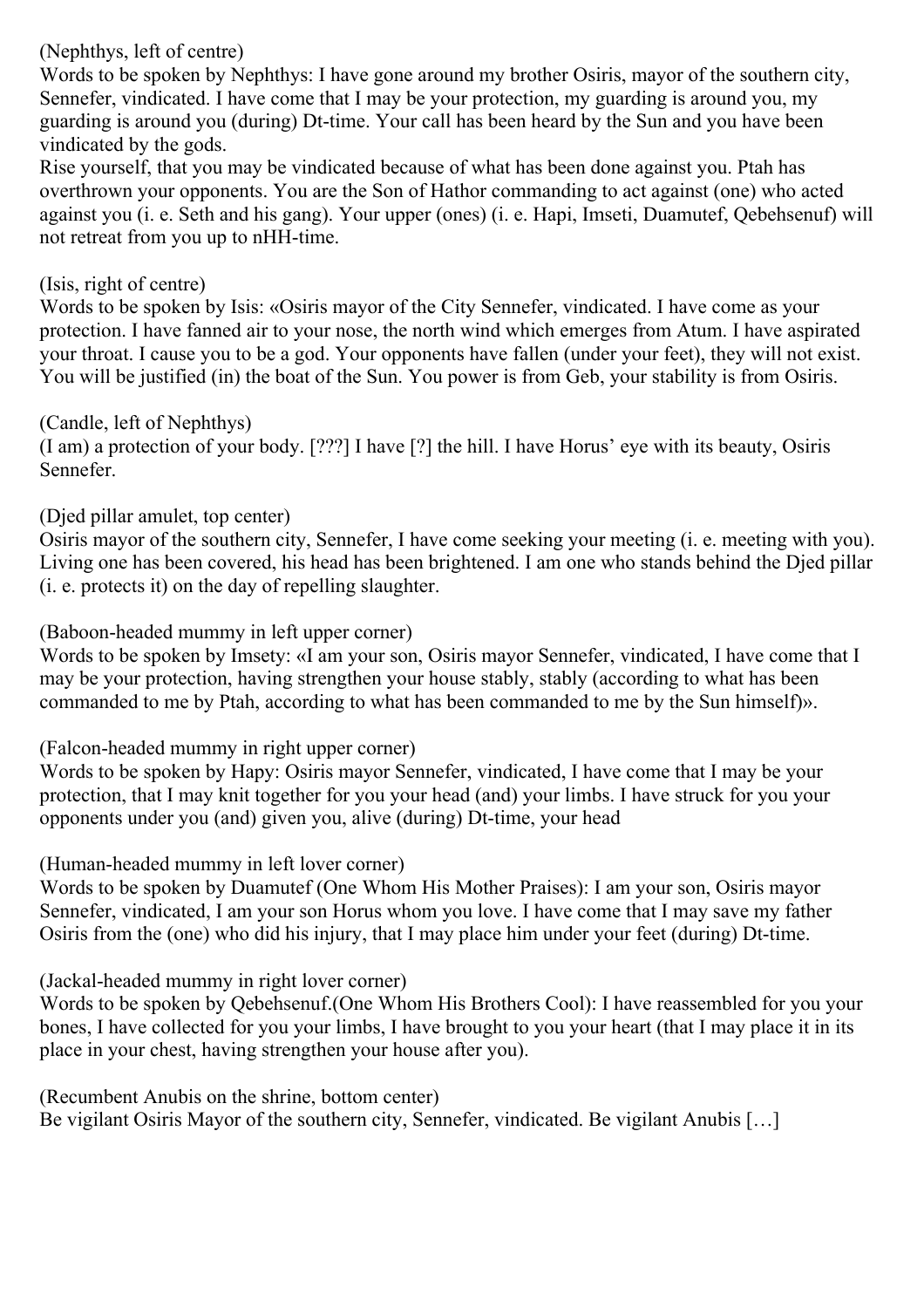(Nephthys, left of centre)
Words to be spoken by Nephthys: I have gone around my brother Osiris, mayor of the southern city, Sennefer, vindicated. I have come that I may be your protection, my guarding is around you, my guarding is around you (during) Dt-time. Your call has been heard by the Sun and you have been vindicated by the gods.
Rise yourself, that you may be vindicated because of what has been done against you. Ptah has overthrown your opponents. You are the Son of Hathor commanding to act against (one) who acted against you (i. e. Seth and his gang). Your upper (ones) (i. e. Hapi, Imseti, Duamutef, Qebehsenuf) will not retreat from you up to nHH-time.

(Isis, right of centre)
Words to be spoken by Isis: «Osiris mayor of the City Sennefer, vindicated. I have come as your protection. I have fanned air to your nose, the north wind which emerges from Atum. I have aspirated your throat. I cause you to be a god. Your opponents have fallen (under your feet), they will not exist. You will be justified (in) the boat of the Sun. You power is from Geb, your stability is from Osiris.

(Candle, left of Nephthys)
(I am) a protection of your body. [???] I have [?] the hill. I have Horus' eye with its beauty, Osiris Sennefer.

(Djed pillar amulet, top center)
Osiris mayor of the southern city, Sennefer, I have come seeking your meeting (i. e. meeting with you). Living one has been covered, his head has been brightened. I am one who stands behind the Djed pillar (i. e. protects it) on the day of repelling slaughter.

(Baboon-headed mummy in left upper corner)
Words to be spoken by Imsety: «I am your son, Osiris mayor Sennefer, vindicated, I have come that I may be your protection, having strengthen your house stably, stably (according to what has been commanded to me by Ptah, according to what has been commanded to me by the Sun himself)».

(Falcon-headed mummy in right upper corner)
Words to be spoken by Hapy: Osiris mayor Sennefer, vindicated, I have come that I may be your protection, that I may knit together for you your head (and) your limbs. I have struck for you your opponents under you (and) given you, alive (during) Dt-time, your head

(Human-headed mummy in left lover corner)
Words to be spoken by Duamutef (One Whom His Mother Praises): I am your son, Osiris mayor Sennefer, vindicated, I am your son Horus whom you love. I have come that I may save my father Osiris from the (one) who did his injury, that I may place him under your feet (during) Dt-time.

(Jackal-headed mummy in right lover corner)
Words to be spoken by Qebehsenuf.(One Whom His Brothers Cool): I have reassembled for you your bones, I have collected for you your limbs, I have brought to you your heart (that I may place it in its place in your chest, having strengthen your house after you).

(Recumbent Anubis on the shrine, bottom center)
Be vigilant Osiris Mayor of the southern city, Sennefer, vindicated. Be vigilant Anubis […]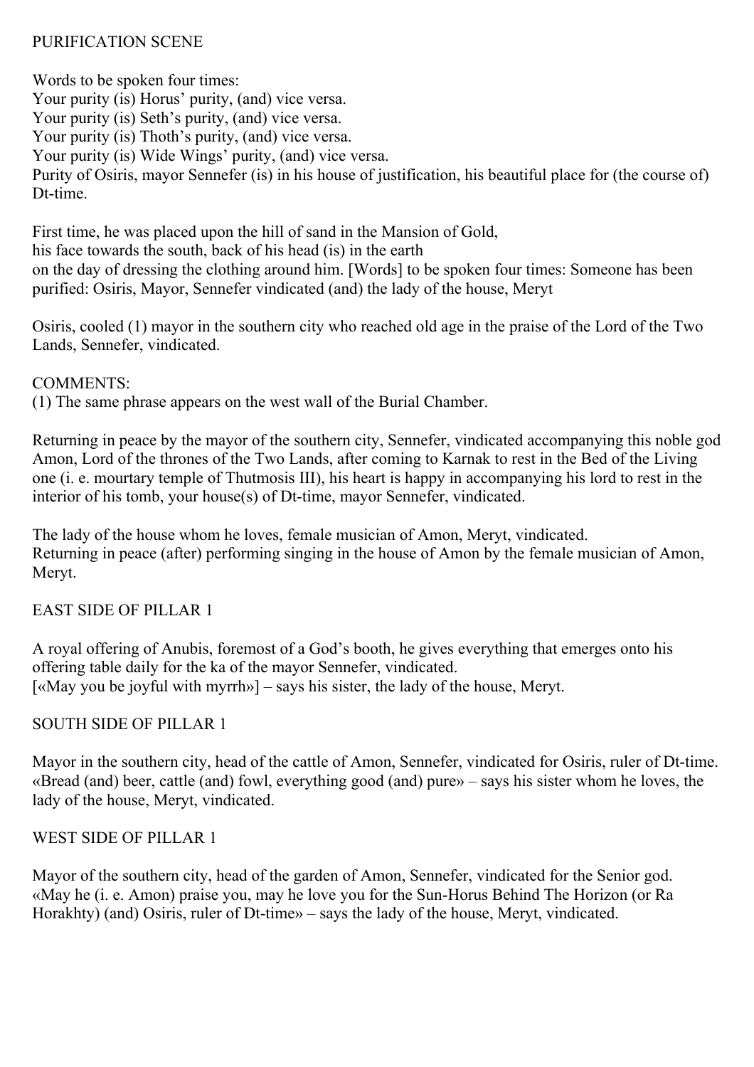## PURIFICATION SCENE

Words to be spoken four times:
Your purity (is) Horus' purity, (and) vice versa.
Your purity (is) Seth's purity, (and) vice versa.
Your purity (is) Thoth's purity, (and) vice versa.
Your purity (is) Wide Wings' purity, (and) vice versa.
Purity of Osiris, mayor Sennefer (is) in his house of justification, his beautiful place for (the course of) Dt-time.

First time, he was placed upon the hill of sand in the Mansion of Gold,
his face towards the south, back of his head (is) in the earth
on the day of dressing the clothing around him. [Words] to be spoken four times: Someone has been purified: Osiris, Mayor, Sennefer vindicated (and) the lady of the house, Meryt

Osiris, cooled (1) mayor in the southern city who reached old age in the praise of the Lord of the Two Lands, Sennefer, vindicated.

COMMENTS:
(1) The same phrase appears on the west wall of the Burial Chamber.

Returning in peace by the mayor of the southern city, Sennefer, vindicated accompanying this noble god Amon, Lord of the thrones of the Two Lands, after coming to Karnak to rest in the Bed of the Living one (i. e. mourtary temple of Thutmosis III), his heart is happy in accompanying his lord to rest in the interior of his tomb, your house(s) of Dt-time, mayor Sennefer, vindicated.

The lady of the house whom he loves, female musician of Amon, Meryt, vindicated.
Returning in peace (after) performing singing in the house of Amon by the female musician of Amon, Meryt.

## EAST SIDE OF PILLAR 1

A royal offering of Anubis, foremost of a God's booth, he gives everything that emerges onto his offering table daily for the ka of the mayor Sennefer, vindicated.
[«May you be joyful with myrrh»] – says his sister, the lady of the house, Meryt.

## SOUTH SIDE OF PILLAR 1

Mayor in the southern city, head of the cattle of Amon, Sennefer, vindicated for Osiris, ruler of Dt-time.
«Bread (and) beer, cattle (and) fowl, everything good (and) pure» – says his sister whom he loves, the lady of the house, Meryt, vindicated.

## WEST SIDE OF PILLAR 1

Mayor of the southern city, head of the garden of Amon, Sennefer, vindicated for the Senior god.
«May he (i. e. Amon) praise you, may he love you for the Sun-Horus Behind The Horizon (or Ra Horakhty) (and) Osiris, ruler of Dt-time» – says the lady of the house, Meryt, vindicated.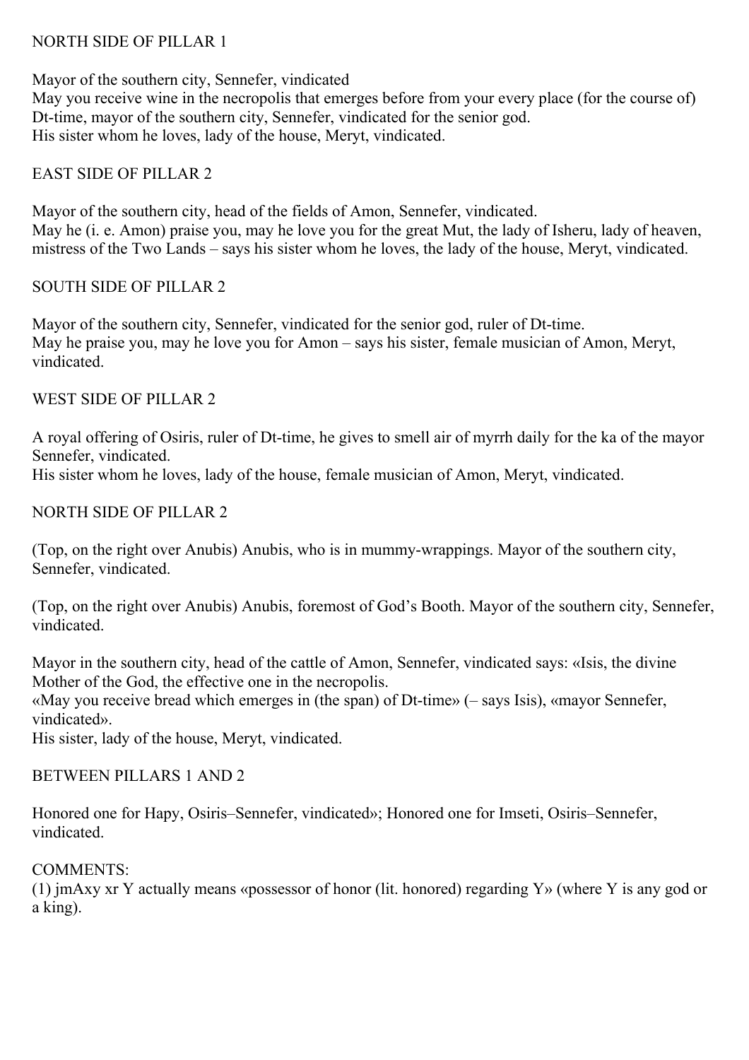## NORTH SIDE OF PILLAR 1

Mayor of the southern city, Sennefer, vindicated
May you receive wine in the necropolis that emerges before from your every place (for the course of) Dt-time, mayor of the southern city, Sennefer, vindicated for the senior god.
His sister whom he loves, lady of the house, Meryt, vindicated.

## EAST SIDE OF PILLAR 2

Mayor of the southern city, head of the fields of Amon, Sennefer, vindicated.
May he (i. e. Amon) praise you, may he love you for the great Mut, the lady of Isheru, lady of heaven, mistress of the Two Lands – says his sister whom he loves, the lady of the house, Meryt, vindicated.

## SOUTH SIDE OF PILLAR 2

Mayor of the southern city, Sennefer, vindicated for the senior god, ruler of Dt-time.
May he praise you, may he love you for Amon – says his sister, female musician of Amon, Meryt, vindicated.

## WEST SIDE OF PILLAR 2

A royal offering of Osiris, ruler of Dt-time, he gives to smell air of myrrh daily for the ka of the mayor Sennefer, vindicated.
His sister whom he loves, lady of the house, female musician of Amon, Meryt, vindicated.

## NORTH SIDE OF PILLAR 2

(Top, on the right over Anubis) Anubis, who is in mummy-wrappings. Mayor of the southern city, Sennefer, vindicated.

(Top, on the right over Anubis) Anubis, foremost of God's Booth. Mayor of the southern city, Sennefer, vindicated.

Mayor in the southern city, head of the cattle of Amon, Sennefer, vindicated says: «Isis, the divine Mother of the God, the effective one in the necropolis.
«May you receive bread which emerges in (the span) of Dt-time» (– says Isis), «mayor Sennefer, vindicated».
His sister, lady of the house, Meryt, vindicated.

## BETWEEN PILLARS 1 AND 2

Honored one for Hapy, Osiris–Sennefer, vindicated»; Honored one for Imseti, Osiris–Sennefer, vindicated.

## COMMENTS:

(1) jmAxy xr Y actually means «possessor of honor (lit. honored) regarding Y» (where Y is any god or a king).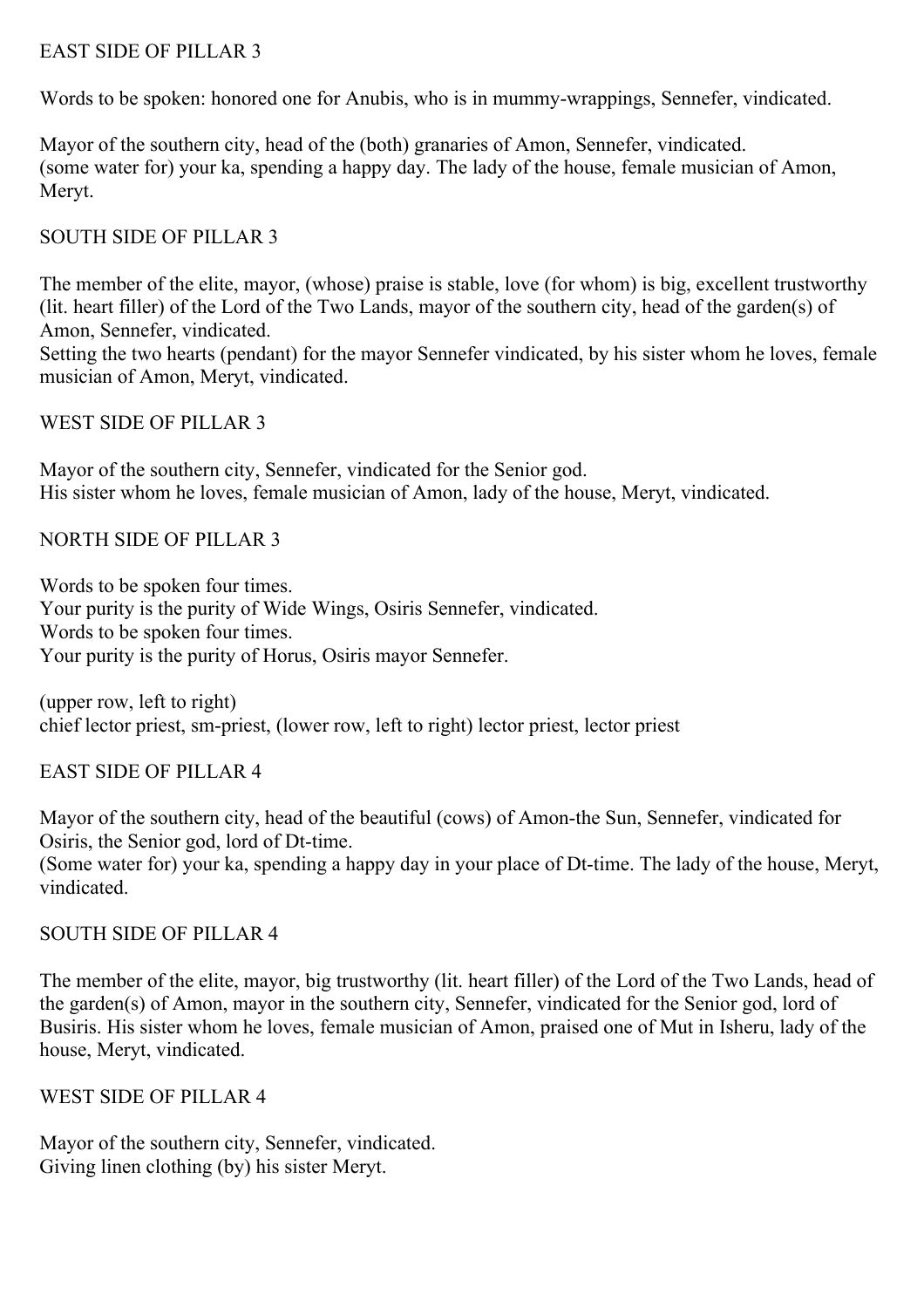## EAST SIDE OF PILLAR 3

Words to be spoken: honored one for Anubis, who is in mummy-wrappings, Sennefer, vindicated.

Mayor of the southern city, head of the (both) granaries of Amon, Sennefer, vindicated.
(some water for) your ka, spending a happy day. The lady of the house, female musician of Amon, Meryt.

## SOUTH SIDE OF PILLAR 3

The member of the elite, mayor, (whose) praise is stable, love (for whom) is big, excellent trustworthy (lit. heart filler) of the Lord of the Two Lands, mayor of the southern city, head of the garden(s) of Amon, Sennefer, vindicated.
Setting the two hearts (pendant) for the mayor Sennefer vindicated, by his sister whom he loves, female musician of Amon, Meryt, vindicated.

## WEST SIDE OF PILLAR 3

Mayor of the southern city, Sennefer, vindicated for the Senior god.
His sister whom he loves, female musician of Amon, lady of the house, Meryt, vindicated.

## NORTH SIDE OF PILLAR 3

Words to be spoken four times.
Your purity is the purity of Wide Wings, Osiris Sennefer, vindicated.
Words to be spoken four times.
Your purity is the purity of Horus, Osiris mayor Sennefer.

(upper row, left to right)
chief lector priest, sm-priest, (lower row, left to right) lector priest, lector priest

## EAST SIDE OF PILLAR 4

Mayor of the southern city, head of the beautiful (cows) of Amon-the Sun, Sennefer, vindicated for Osiris, the Senior god, lord of Dt-time.
(Some water for) your ka, spending a happy day in your place of Dt-time. The lady of the house, Meryt, vindicated.

## SOUTH SIDE OF PILLAR 4

The member of the elite, mayor, big trustworthy (lit. heart filler) of the Lord of the Two Lands, head of the garden(s) of Amon, mayor in the southern city, Sennefer, vindicated for the Senior god, lord of Busiris. His sister whom he loves, female musician of Amon, praised one of Mut in Isheru, lady of the house, Meryt, vindicated.

## WEST SIDE OF PILLAR 4

Mayor of the southern city, Sennefer, vindicated.
Giving linen clothing (by) his sister Meryt.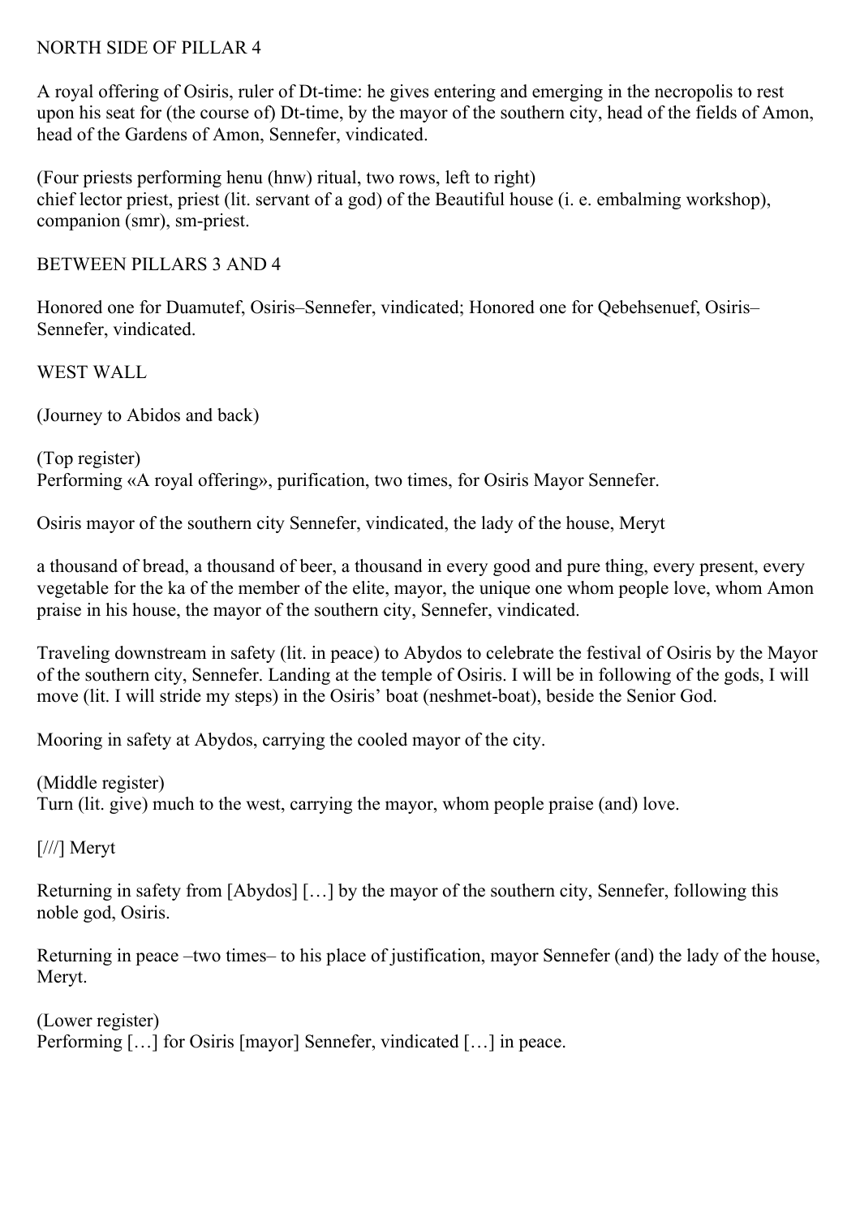## NORTH SIDE OF PILLAR 4

A royal offering of Osiris, ruler of Dt-time: he gives entering and emerging in the necropolis to rest upon his seat for (the course of) Dt-time, by the mayor of the southern city, head of the fields of Amon, head of the Gardens of Amon, Sennefer, vindicated.

(Four priests performing henu (hnw) ritual, two rows, left to right)
chief lector priest, priest (lit. servant of a god) of the Beautiful house (i. e. embalming workshop), companion (smr), sm-priest.

## BETWEEN PILLARS 3 AND 4

Honored one for Duamutef, Osiris–Sennefer, vindicated; Honored one for Qebehsenuef, Osiris–Sennefer, vindicated.

## WEST WALL

(Journey to Abidos and back)

(Top register)
Performing «A royal offering», purification, two times, for Osiris Mayor Sennefer.

Osiris mayor of the southern city Sennefer, vindicated, the lady of the house, Meryt

a thousand of bread, a thousand of beer, a thousand in every good and pure thing, every present, every vegetable for the ka of the member of the elite, mayor, the unique one whom people love, whom Amon praise in his house, the mayor of the southern city, Sennefer, vindicated.

Traveling downstream in safety (lit. in peace) to Abydos to celebrate the festival of Osiris by the Mayor of the southern city, Sennefer. Landing at the temple of Osiris. I will be in following of the gods, I will move (lit. I will stride my steps) in the Osiris' boat (neshmet-boat), beside the Senior God.

Mooring in safety at Abydos, carrying the cooled mayor of the city.

(Middle register)
Turn (lit. give) much to the west, carrying the mayor, whom people praise (and) love.

[///] Meryt

Returning in safety from [Abydos] […] by the mayor of the southern city, Sennefer, following this noble god, Osiris.

Returning in peace –two times– to his place of justification, mayor Sennefer (and) the lady of the house, Meryt.

(Lower register)
Performing […] for Osiris [mayor] Sennefer, vindicated […] in peace.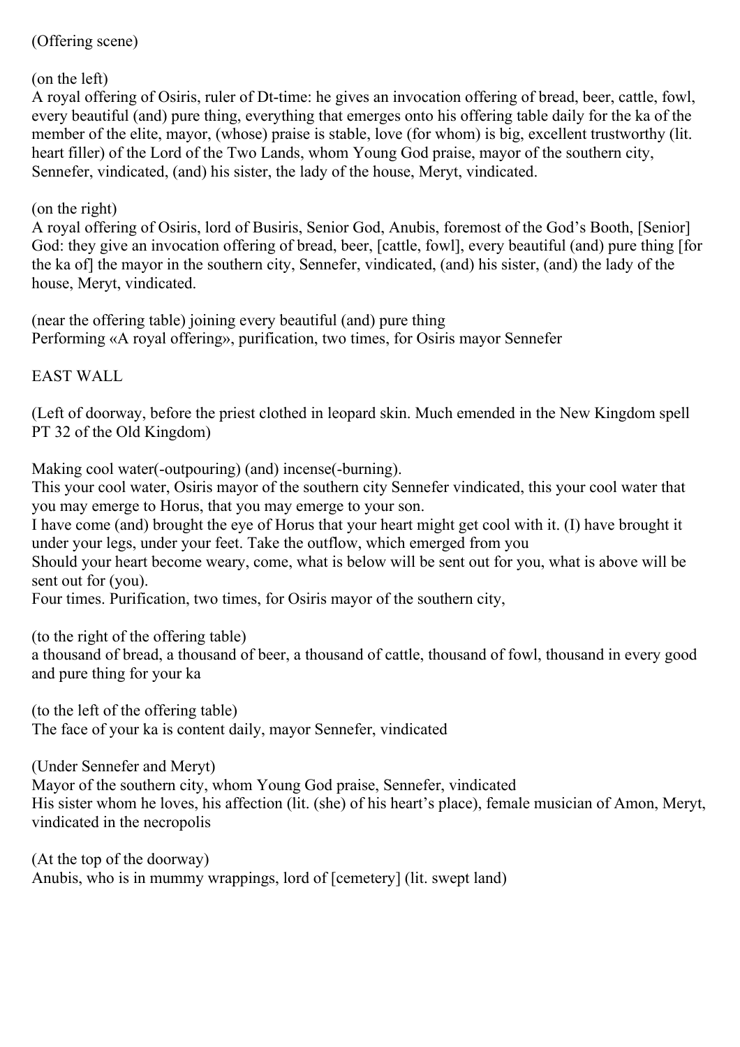(Offering scene)

(on the left)
A royal offering of Osiris, ruler of Dt-time: he gives an invocation offering of bread, beer, cattle, fowl, every beautiful (and) pure thing, everything that emerges onto his offering table daily for the ka of the member of the elite, mayor, (whose) praise is stable, love (for whom) is big, excellent trustworthy (lit. heart filler) of the Lord of the Two Lands, whom Young God praise, mayor of the southern city, Sennefer, vindicated, (and) his sister, the lady of the house, Meryt, vindicated.

(on the right)
A royal offering of Osiris, lord of Busiris, Senior God, Anubis, foremost of the God's Booth, [Senior] God: they give an invocation offering of bread, beer, [cattle, fowl], every beautiful (and) pure thing [for the ka of] the mayor in the southern city, Sennefer, vindicated, (and) his sister, (and) the lady of the house, Meryt, vindicated.

(near the offering table) joining every beautiful (and) pure thing
Performing «A royal offering», purification, two times, for Osiris mayor Sennefer

EAST WALL

(Left of doorway, before the priest clothed in leopard skin. Much emended in the New Kingdom spell PT 32 of the Old Kingdom)

Making cool water(-outpouring) (and) incense(-burning).
This your cool water, Osiris mayor of the southern city Sennefer vindicated, this your cool water that you may emerge to Horus, that you may emerge to your son.
I have come (and) brought the eye of Horus that your heart might get cool with it. (I) have brought it under your legs, under your feet. Take the outflow, which emerged from you
Should your heart become weary, come, what is below will be sent out for you, what is above will be sent out for (you).
Four times. Purification, two times, for Osiris mayor of the southern city,

(to the right of the offering table)
a thousand of bread, a thousand of beer, a thousand of cattle, thousand of fowl, thousand in every good and pure thing for your ka

(to the left of the offering table)
The face of your ka is content daily, mayor Sennefer, vindicated

(Under Sennefer and Meryt)
Mayor of the southern city, whom Young God praise, Sennefer, vindicated
His sister whom he loves, his affection (lit. (she) of his heart's place), female musician of Amon, Meryt, vindicated in the necropolis

(At the top of the doorway)
Anubis, who is in mummy wrappings, lord of [cemetery] (lit. swept land)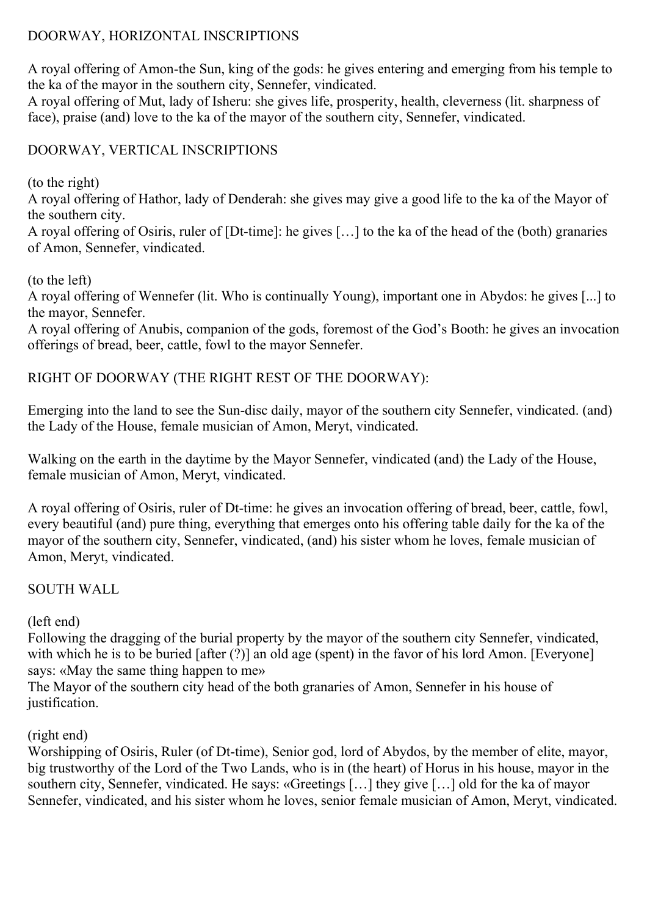## DOORWAY, HORIZONTAL INSCRIPTIONS

A royal offering of Amon-the Sun, king of the gods: he gives entering and emerging from his temple to the ka of the mayor in the southern city, Sennefer, vindicated.
A royal offering of Mut, lady of Isheru: she gives life, prosperity, health, cleverness (lit. sharpness of face), praise (and) love to the ka of the mayor of the southern city, Sennefer, vindicated.

## DOORWAY, VERTICAL INSCRIPTIONS

(to the right)
A royal offering of Hathor, lady of Denderah: she gives may give a good life to the ka of the Mayor of the southern city.
A royal offering of Osiris, ruler of [Dt-time]: he gives […] to the ka of the head of the (both) granaries of Amon, Sennefer, vindicated.

(to the left)
A royal offering of Wennefer (lit. Who is continually Young), important one in Abydos: he gives [...] to the mayor, Sennefer.
A royal offering of Anubis, companion of the gods, foremost of the God's Booth: he gives an invocation offerings of bread, beer, cattle, fowl to the mayor Sennefer.

## RIGHT OF DOORWAY (THE RIGHT REST OF THE DOORWAY):

Emerging into the land to see the Sun-disc daily, mayor of the southern city Sennefer, vindicated. (and) the Lady of the House, female musician of Amon, Meryt, vindicated.

Walking on the earth in the daytime by the Mayor Sennefer, vindicated (and) the Lady of the House, female musician of Amon, Meryt, vindicated.

A royal offering of Osiris, ruler of Dt-time: he gives an invocation offering of bread, beer, cattle, fowl, every beautiful (and) pure thing, everything that emerges onto his offering table daily for the ka of the mayor of the southern city, Sennefer, vindicated, (and) his sister whom he loves, female musician of Amon, Meryt, vindicated.

## SOUTH WALL

(left end)
Following the dragging of the burial property by the mayor of the southern city Sennefer, vindicated, with which he is to be buried [after (?)] an old age (spent) in the favor of his lord Amon. [Everyone] says: «May the same thing happen to me»
The Mayor of the southern city head of the both granaries of Amon, Sennefer in his house of justification.

(right end)
Worshipping of Osiris, Ruler (of Dt-time), Senior god, lord of Abydos, by the member of elite, mayor, big trustworthy of the Lord of the Two Lands, who is in (the heart) of Horus in his house, mayor in the southern city, Sennefer, vindicated. He says: «Greetings […] they give […] old for the ka of mayor Sennefer, vindicated, and his sister whom he loves, senior female musician of Amon, Meryt, vindicated.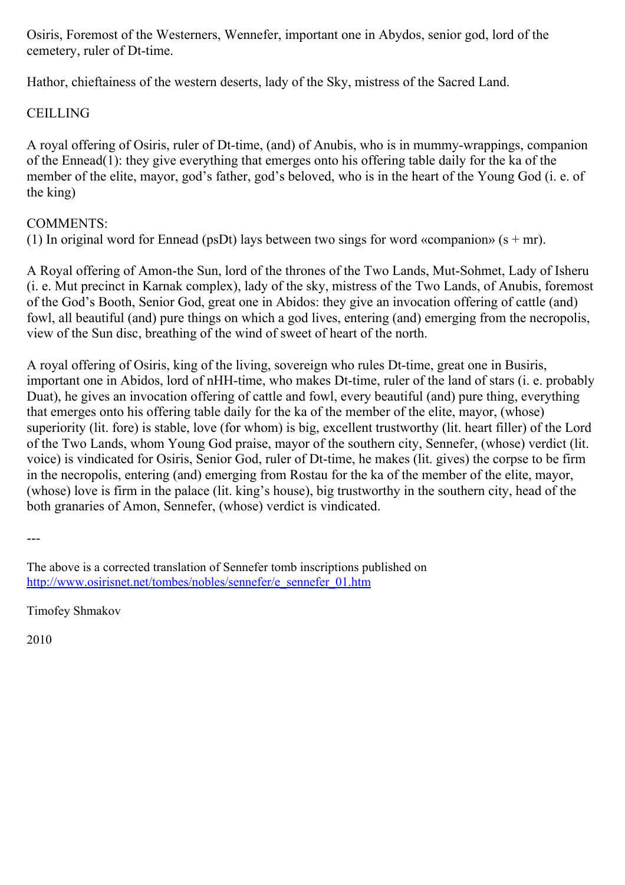Osiris, Foremost of the Westerners, Wennefer, important one in Abydos, senior god, lord of the cemetery, ruler of Dt-time.

Hathor, chieftainess of the western deserts, lady of the Sky, mistress of the Sacred Land.

CEILLING

A royal offering of Osiris, ruler of Dt-time, (and) of Anubis, who is in mummy-wrappings, companion of the Ennead(1): they give everything that emerges onto his offering table daily for the ka of the member of the elite, mayor, god's father, god's beloved, who is in the heart of the Young God (i. e. of the king)

COMMENTS:
(1) In original word for Ennead (psDt) lays between two sings for word «companion» (s + mr).

A Royal offering of Amon-the Sun, lord of the thrones of the Two Lands, Mut-Sohmet, Lady of Isheru (i. e. Mut precinct in Karnak complex), lady of the sky, mistress of the Two Lands, of Anubis, foremost of the God's Booth, Senior God, great one in Abidos: they give an invocation offering of cattle (and) fowl, all beautiful (and) pure things on which a god lives, entering (and) emerging from the necropolis, view of the Sun disc, breathing of the wind of sweet of heart of the north.

A royal offering of Osiris, king of the living, sovereign who rules Dt-time, great one in Busiris, important one in Abidos, lord of nHH-time, who makes Dt-time, ruler of the land of stars (i. e. probably Duat), he gives an invocation offering of cattle and fowl, every beautiful (and) pure thing, everything that emerges onto his offering table daily for the ka of the member of the elite, mayor, (whose) superiority (lit. fore) is stable, love (for whom) is big, excellent trustworthy (lit. heart filler) of the Lord of the Two Lands, whom Young God praise, mayor of the southern city, Sennefer, (whose) verdict (lit. voice) is vindicated for Osiris, Senior God, ruler of Dt-time, he makes (lit. gives) the corpse to be firm in the necropolis, entering (and) emerging from Rostau for the ka of the member of the elite, mayor, (whose) love is firm in the palace (lit. king's house), big trustworthy in the southern city, head of the both granaries of Amon, Sennefer, (whose) verdict is vindicated.

---

The above is a corrected translation of Sennefer tomb inscriptions published on http://www.osirisnet.net/tombes/nobles/sennefer/e_sennefer_01.htm

Timofey Shmakov

2010